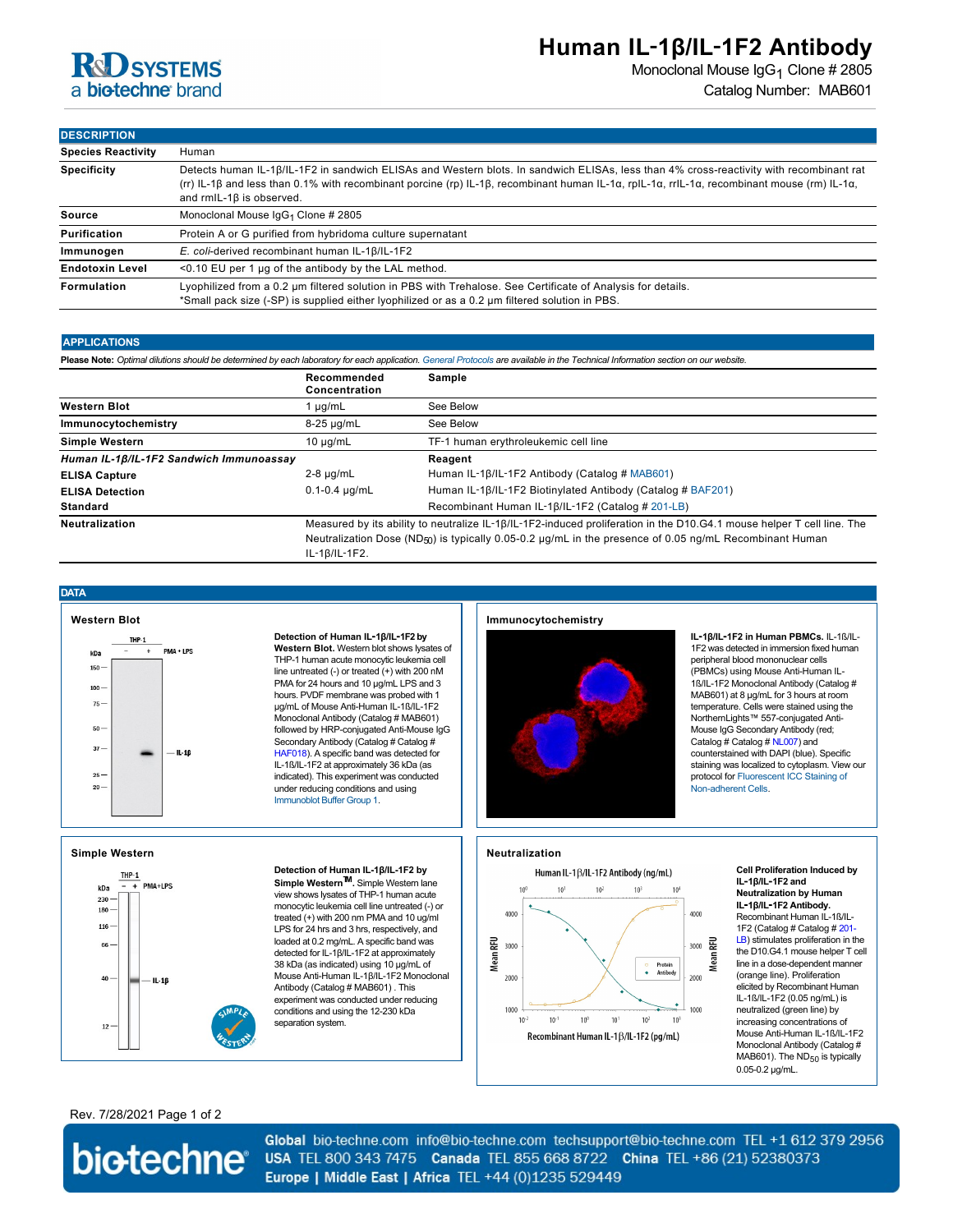# Human IL-1β/IL-1F2 Antibody

Monoclonal Mouse $IgG_1$ Clone # 2805

Catalog Number: MAB601

## DESCRIPTION

| | |
|---|---|
| **Species Reactivity** | Human |
| **Specificity** | Detects human IL-1β/IL-1F2 in sandwich ELISAs and Western blots. In sandwich ELISAs, less than 4% cross-reactivity with recombinant rat (rr) IL-1β and less than 0.1% with recombinant porcine (rp) IL-1β, recombinant human IL-1α, rpIL-1α, rrIL-1α, recombinant mouse (rm) IL-1α, and rmIL-1β is observed. |
| **Source** | Monoclonal Mouse $IgG_1$ Clone # 2805 |
| **Purification** | Protein A or G purified from hybridoma culture supernatant |
| **Immunogen** | *E. coli*-derived recombinant human IL-1β/IL-1F2 |
| **Endotoxin Level** | <0.10 EU per 1 μg of the antibody by the LAL method. |
| **Formulation** | Lyophilized from a 0.2 μm filtered solution in PBS with Trehalose. See Certificate of Analysis for details. *Small pack size (-SP) is supplied either lyophilized or as a 0.2 μm filtered solution in PBS. |

## APPLICATIONS

**Please Note:** *Optimal dilutions should be determined by each laboratory for each application. General Protocols are available in the Technical Information section on our website.*

| | Recommended Concentration | Sample |
|---|---|---|
| **Western Blot** | 1 μg/mL | See Below |
| **Immunocytochemistry** | 8-25 μg/mL | See Below |
| **Simple Western** | 10 μg/mL | TF-1 human erythroleukemic cell line |
| ***Human IL-1β/IL-1F2 Sandwich Immunoassay*** | | **Reagent** |
| **ELISA Capture** | 2-8 μg/mL | Human IL-1β/IL-1F2 Antibody (Catalog # MAB601) |
| **ELISA Detection** | 0.1-0.4 μg/mL | Human IL-1β/IL-1F2 Biotinylated Antibody (Catalog # BAF201) |
| **Standard** | | Recombinant Human IL-1β/IL-1F2 (Catalog # 201-LB) |
| **Neutralization** | Measured by its ability to neutralize IL-1β/IL-1F2-induced proliferation in the D10.G4.1 mouse helper T cell line. The Neutralization Dose ($ND_{50}$) is typically 0.05-0.2 μg/mL in the presence of 0.05 ng/mL Recombinant Human IL-1β/IL-1F2. | |

## DATA

### Western Blot

**Detection of Human IL-1β/IL-1F2 by Western Blot.** Western blot shows lysates of THP-1 human acute monocytic leukemia cell line untreated (-) or treated (+) with 200 nM PMA for 24 hours and 10 μg/mL LPS and 3 hours. PVDF membrane was probed with 1 μg/mL of Mouse Anti-Human IL-1β/IL-1F2 Monoclonal Antibody (Catalog # MAB601) followed by HRP-conjugated Anti-Mouse IgG Secondary Antibody (Catalog # Catalog # HAF018). A specific band was detected for IL-1ß/IL-1F2 at approximately 36 kDa (as indicated). This experiment was conducted under reducing conditions and using Immunoblot Buffer Group 1.

### Immunocytochemistry

**IL-1β/IL-1F2 in Human PBMCs.** IL-1ß/IL-1F2 was detected in immersion fixed human peripheral blood mononuclear cells (PBMCs) using Mouse Anti-Human IL-1ß/IL-1F2 Monoclonal Antibody (Catalog # MAB601) at 8 µg/mL for 3 hours at room temperature. Cells were stained using the NorthernLights™ 557-conjugated Anti-Mouse IgG Secondary Antibody (red; Catalog # Catalog # NL007) and counterstained with DAPI (blue). Specific staining was localized to cytoplasm. View our protocol for Fluorescent ICC Staining of Non-adherent Cells.

### Simple Western

**Detection of Human IL-1β/IL-1F2 by Simple Western™.** Simple Western lane view shows lysates of THP-1 human acute monocytic leukemia cell line untreated (-) or treated (+) with 200 nm PMA and 10 ug/ml LPS for 24 hrs and 3 hrs, respectively, and loaded at 0.2 mg/mL. A specific band was detected for IL-1β/IL-1F2 at approximately 38 kDa (as indicated) using 10 µg/mL of Mouse Anti-Human IL-1β/IL-1F2 Monoclonal Antibody (Catalog # MAB601) . This experiment was conducted under reducing conditions and using the 12-230 kDa separation system.

### Neutralization

**Cell Proliferation Induced by IL-1β/IL-1F2 and Neutralization by Human IL-1β/IL-1F2 Antibody.** Recombinant Human IL-1ß/IL-1F2 (Catalog # 201-LB) stimulates proliferation in the the D10.G4.1 mouse helper T cell line in a dose-dependent manner (orange line). Proliferation elicited by Recombinant Human IL-1ß/IL-1F2 (0.05 ng/mL) is neutralized (green line) by increasing concentrations of Mouse Anti-Human IL-1ß/IL-1F2 Monoclonal Antibody (Catalog # MAB601). The $ND_{50}$ is typically 0.05-0.2 µg/mL.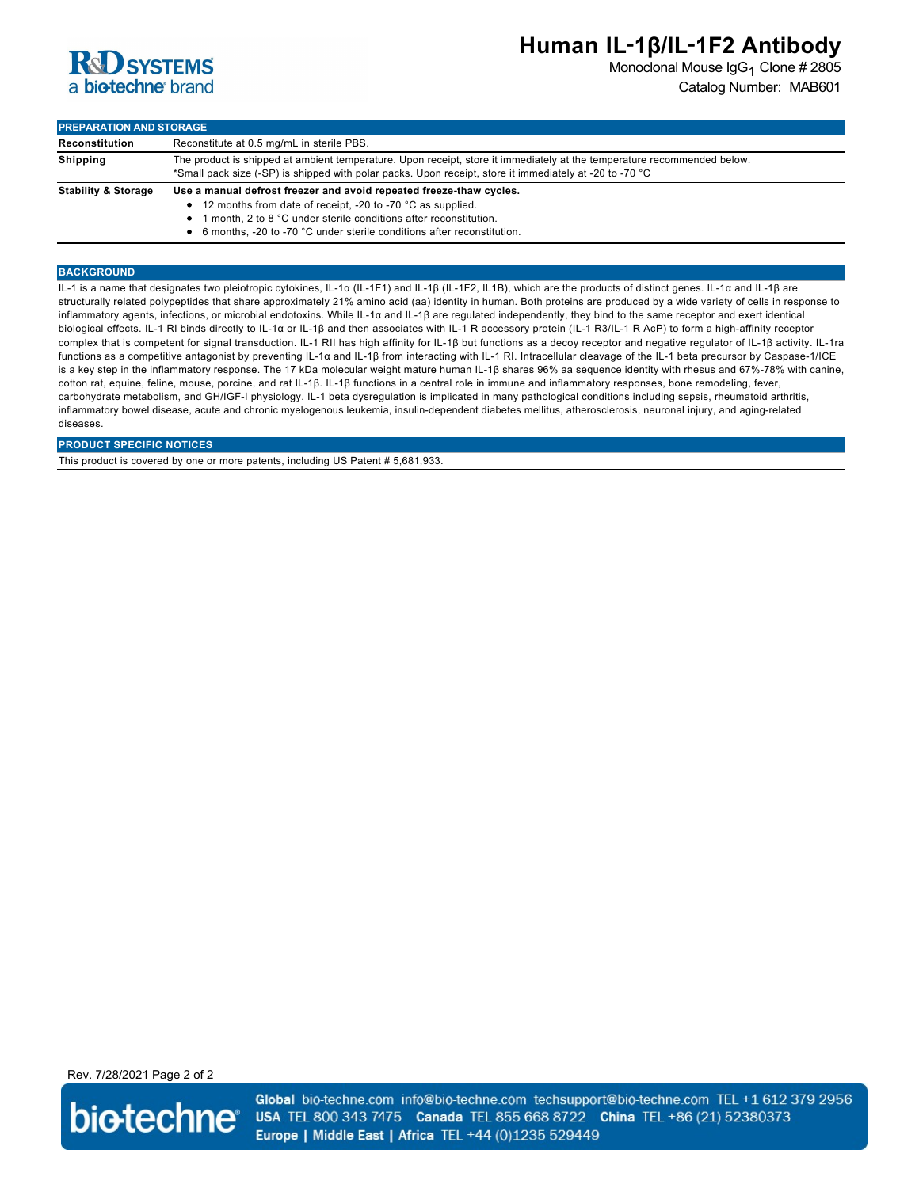# Human IL-1β/IL-1F2 Antibody

Monoclonal Mouse $IgG_1$ Clone # 2805

Catalog Number: MAB601

## PREPARATION AND STORAGE

| | |
|---|---|
| **Reconstitution** | Reconstitute at 0.5 mg/mL in sterile PBS. |
| **Shipping** | The product is shipped at ambient temperature. Upon receipt, store it immediately at the temperature recommended below. *Small pack size (-SP) is shipped with polar packs. Upon receipt, store it immediately at -20 to -70 °C |
| **Stability & Storage** | **Use a manual defrost freezer and avoid repeated freeze-thaw cycles.** • 12 months from date of receipt, -20 to -70 °C as supplied. • 1 month, 2 to 8 °C under sterile conditions after reconstitution. • 6 months, -20 to -70 °C under sterile conditions after reconstitution. |

## BACKGROUND

IL-1 is a name that designates two pleiotropic cytokines, IL-1α (IL-1F1) and IL-1β (IL-1F2, IL1B), which are the products of distinct genes. IL-1α and IL-1β are structurally related polypeptides that share approximately 21% amino acid (aa) identity in human. Both proteins are produced by a wide variety of cells in response to inflammatory agents, infections, or microbial endotoxins. While IL-1α and IL-1β are regulated independently, they bind to the same receptor and exert identical biological effects. IL-1 RI binds directly to IL-1α or IL-1β and then associates with IL-1 R accessory protein (IL-1 R3/IL-1 R AcP) to form a high-affinity receptor complex that is competent for signal transduction. IL-1 RII has high affinity for IL-1β but functions as a decoy receptor and negative regulator of IL-1β activity. IL-1ra functions as a competitive antagonist by preventing IL-1α and IL-1β from interacting with IL-1 RI. Intracellular cleavage of the IL-1 beta precursor by Caspase-1/ICE is a key step in the inflammatory response. The 17 kDa molecular weight mature human IL-1β shares 96% aa sequence identity with rhesus and 67%-78% with canine, cotton rat, equine, feline, mouse, porcine, and rat IL-1β. IL-1β functions in a central role in immune and inflammatory responses, bone remodeling, fever, carbohydrate metabolism, and GH/IGF-I physiology. IL-1 beta dysregulation is implicated in many pathological conditions including sepsis, rheumatoid arthritis, inflammatory bowel disease, acute and chronic myelogenous leukemia, insulin-dependent diabetes mellitus, atherosclerosis, neuronal injury, and aging-related diseases.

## PRODUCT SPECIFIC NOTICES

This product is covered by one or more patents, including US Patent # 5,681,933.

Rev. 7/28/2021

**Global** bio-techne.com info@bio-techne.com techsupport@bio-techne.com TEL +1 612 379 2956
**USA** TEL 800 343 7475 **Canada** TEL 855 668 8722 **China** TEL +86 (21) 52380373
**Europe | Middle East | Africa** TEL +44 (0)1235 529449